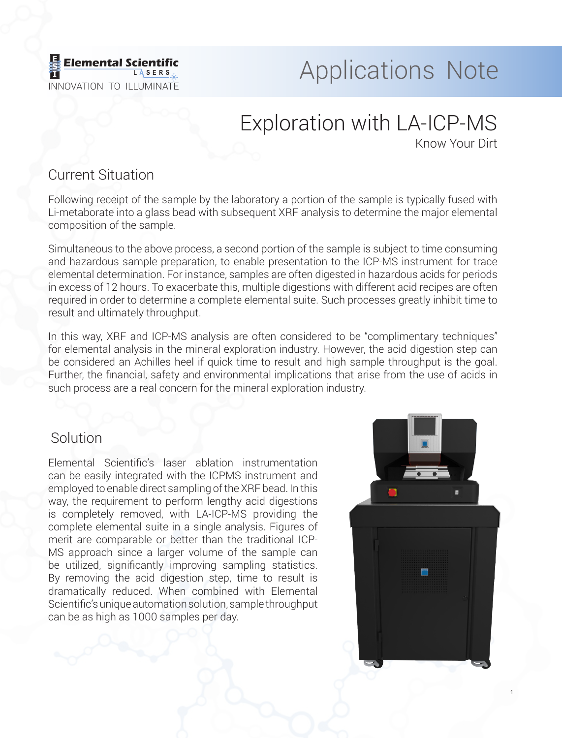Elemental Scientific LASERS
INNOVATION TO ILLUMINATE

# Applications Note

# Exploration with LA-ICP-MS

Know Your Dirt

## Current Situation

Following receipt of the sample by the laboratory a portion of the sample is typically fused with Li-metaborate into a glass bead with subsequent XRF analysis to determine the major elemental composition of the sample.

Simultaneous to the above process, a second portion of the sample is subject to time consuming and hazardous sample preparation, to enable presentation to the ICP-MS instrument for trace elemental determination. For instance, samples are often digested in hazardous acids for periods in excess of 12 hours. To exacerbate this, multiple digestions with different acid recipes are often required in order to determine a complete elemental suite. Such processes greatly inhibit time to result and ultimately throughput.

In this way, XRF and ICP-MS analysis are often considered to be "complimentary techniques" for elemental analysis in the mineral exploration industry. However, the acid digestion step can be considered an Achilles heel if quick time to result and high sample throughput is the goal. Further, the financial, safety and environmental implications that arise from the use of acids in such process are a real concern for the mineral exploration industry.

## Solution

Elemental Scientific's laser ablation instrumentation can be easily integrated with the ICPMS instrument and employed to enable direct sampling of the XRF bead. In this way, the requirement to perform lengthy acid digestions is completely removed, with LA-ICP-MS providing the complete elemental suite in a single analysis. Figures of merit are comparable or better than the traditional ICP-MS approach since a larger volume of the sample can be utilized, significantly improving sampling statistics. By removing the acid digestion step, time to result is dramatically reduced. When combined with Elemental Scientific's unique automation solution, sample throughput can be as high as 1000 samples per day.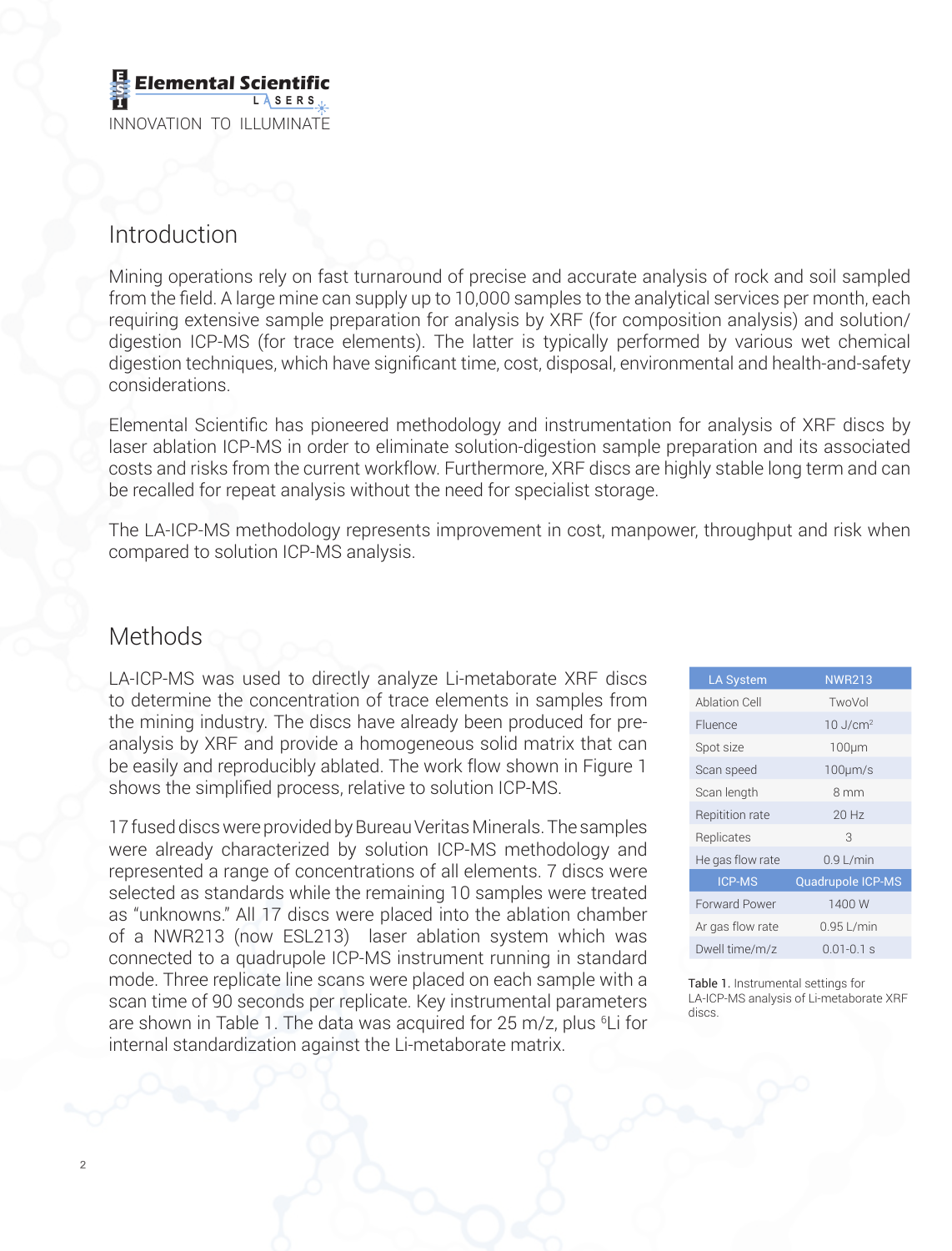## Introduction

Mining operations rely on fast turnaround of precise and accurate analysis of rock and soil sampled from the field. A large mine can supply up to 10,000 samples to the analytical services per month, each requiring extensive sample preparation for analysis by XRF (for composition analysis) and solution/digestion ICP-MS (for trace elements). The latter is typically performed by various wet chemical digestion techniques, which have significant time, cost, disposal, environmental and health-and-safety considerations.

Elemental Scientific has pioneered methodology and instrumentation for analysis of XRF discs by laser ablation ICP-MS in order to eliminate solution-digestion sample preparation and its associated costs and risks from the current workflow. Furthermore, XRF discs are highly stable long term and can be recalled for repeat analysis without the need for specialist storage.

The LA-ICP-MS methodology represents improvement in cost, manpower, throughput and risk when compared to solution ICP-MS analysis.

## Methods

LA-ICP-MS was used to directly analyze Li-metaborate XRF discs to determine the concentration of trace elements in samples from the mining industry. The discs have already been produced for pre-analysis by XRF and provide a homogeneous solid matrix that can be easily and reproducibly ablated. The work flow shown in Figure 1 shows the simplified process, relative to solution ICP-MS.

17 fused discs were provided by Bureau Veritas Minerals. The samples were already characterized by solution ICP-MS methodology and represented a range of concentrations of all elements. 7 discs were selected as standards while the remaining 10 samples were treated as "unknowns." All 17 discs were placed into the ablation chamber of a NWR213 (now ESL213) laser ablation system which was connected to a quadrupole ICP-MS instrument running in standard mode. Three replicate line scans were placed on each sample with a scan time of 90 seconds per replicate. Key instrumental parameters are shown in Table 1. The data was acquired for 25 m/z, plus $^{6}Li$ for internal standardization against the Li-metaborate matrix.

| LA System | NWR213 |
|---|---|
| Ablation Cell | TwoVol |
| Fluence | 10 J/cm$^2$ |
| Spot size | 100µm |
| Scan speed | 100µm/s |
| Scan length | 8 mm |
| Repitition rate | 20 Hz |
| Replicates | 3 |
| He gas flow rate | 0.9 L/min |
| **ICP-MS** | **Quadrupole ICP-MS** |
| Forward Power | 1400 W |
| Ar gas flow rate | 0.95 L/min |
| Dwell time/m/z | 0.01-0.1 s |

Table 1. Instrumental settings for LA-ICP-MS analysis of Li-metaborate XRF discs.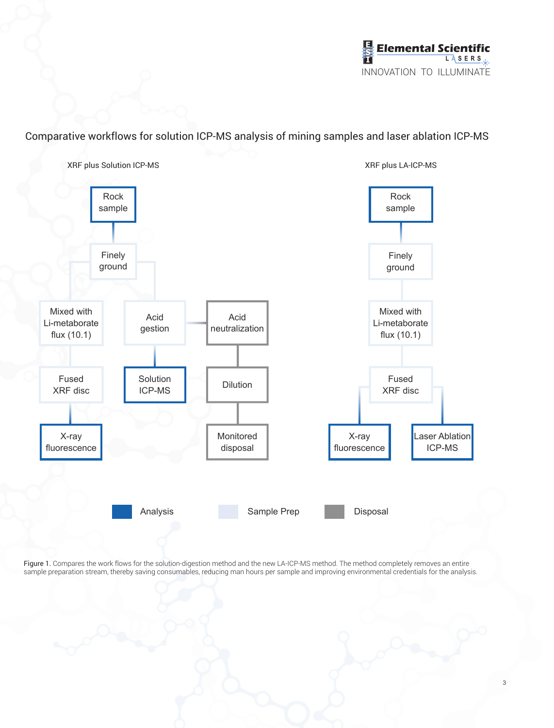## Comparative workflows for solution ICP-MS analysis of mining samples and laser ablation ICP-MS

**XRF plus Solution ICP-MS**

- Rock sample
  - Finely ground
    - Mixed with Li-metaborate flux (10.1)
      - Fused XRF disc
        - X-ray fluorescence
    - Acid gestion
      - Solution ICP-MS
      - Acid neutralization
        - Dilution
          - Monitored disposal

**XRF plus LA-ICP-MS**

- Rock sample
  - Finely ground
    - Mixed with Li-metaborate flux (10.1)
      - Fused XRF disc
        - X-ray fluorescence
        - Laser Ablation ICP-MS

Legend: Analysis | Sample Prep | Disposal

Figure 1. Compares the work flows for the solution-digestion method and the new LA-ICP-MS method. The method completely removes an entire sample preparation stream, thereby saving consumables, reducing man hours per sample and improving environmental credentials for the analysis.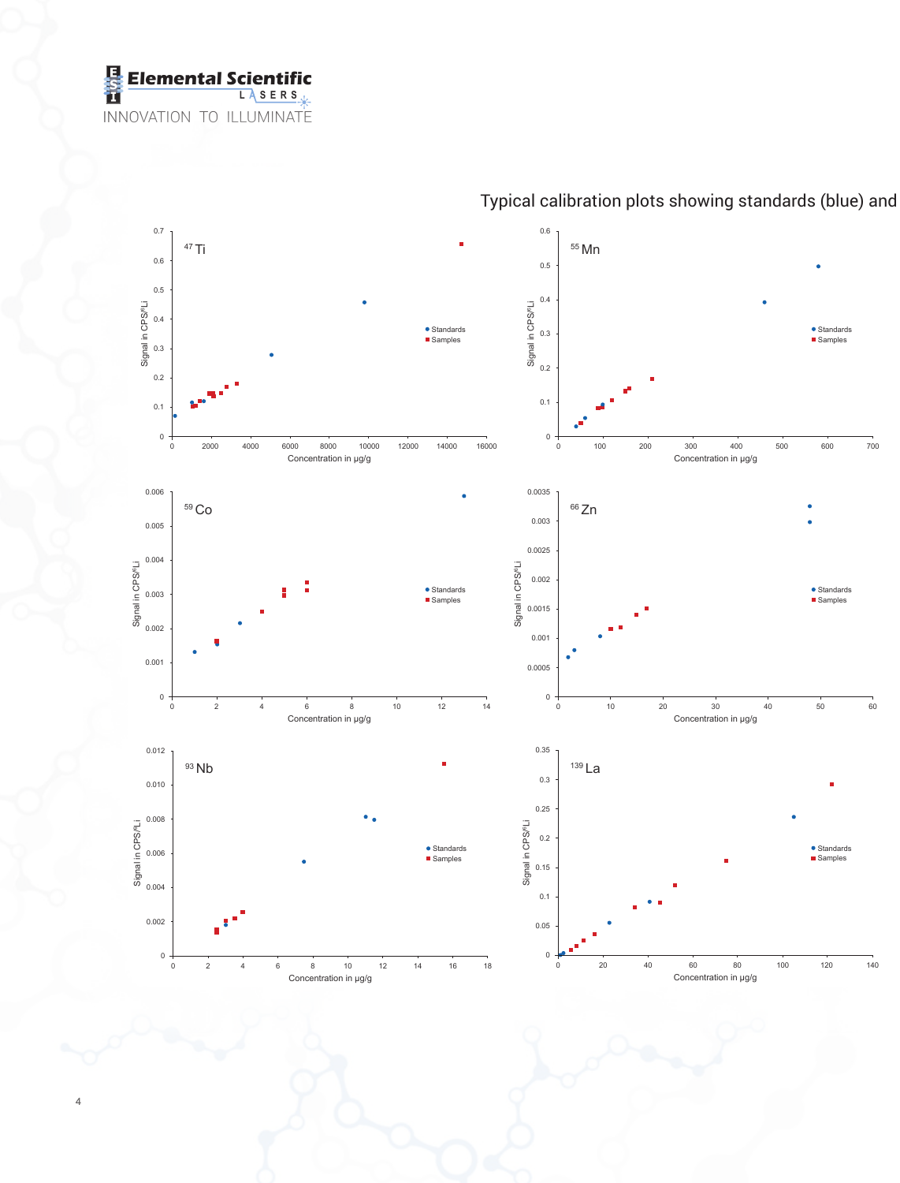Typical calibration plots showing standards (blue) and

**$^{47}Ti$**

Signal in CPS/$^{6}Li$ vs. Concentration in µg/g

- Standards
- Samples

**$^{55}Mn$**

Signal in CPS/$^{6}Li$ vs. Concentration in µg/g

- Standards
- Samples

**$^{59}Co$**

Signal in CPS/$^{6}Li$ vs. Concentration in µg/g

- Standards
- Samples

**$^{66}Zn$**

Signal in CPS/$^{6}Li$ vs. Concentration in µg/g

- Standards
- Samples

**$^{93}Nb$**

Signal in CPS/$^{6}Li$ vs. Concentration in µg/g

- Standards
- Samples

**$^{139}La$**

Signal in CPS/$^{6}Li$ vs. Concentration in µg/g

- Standards
- Samples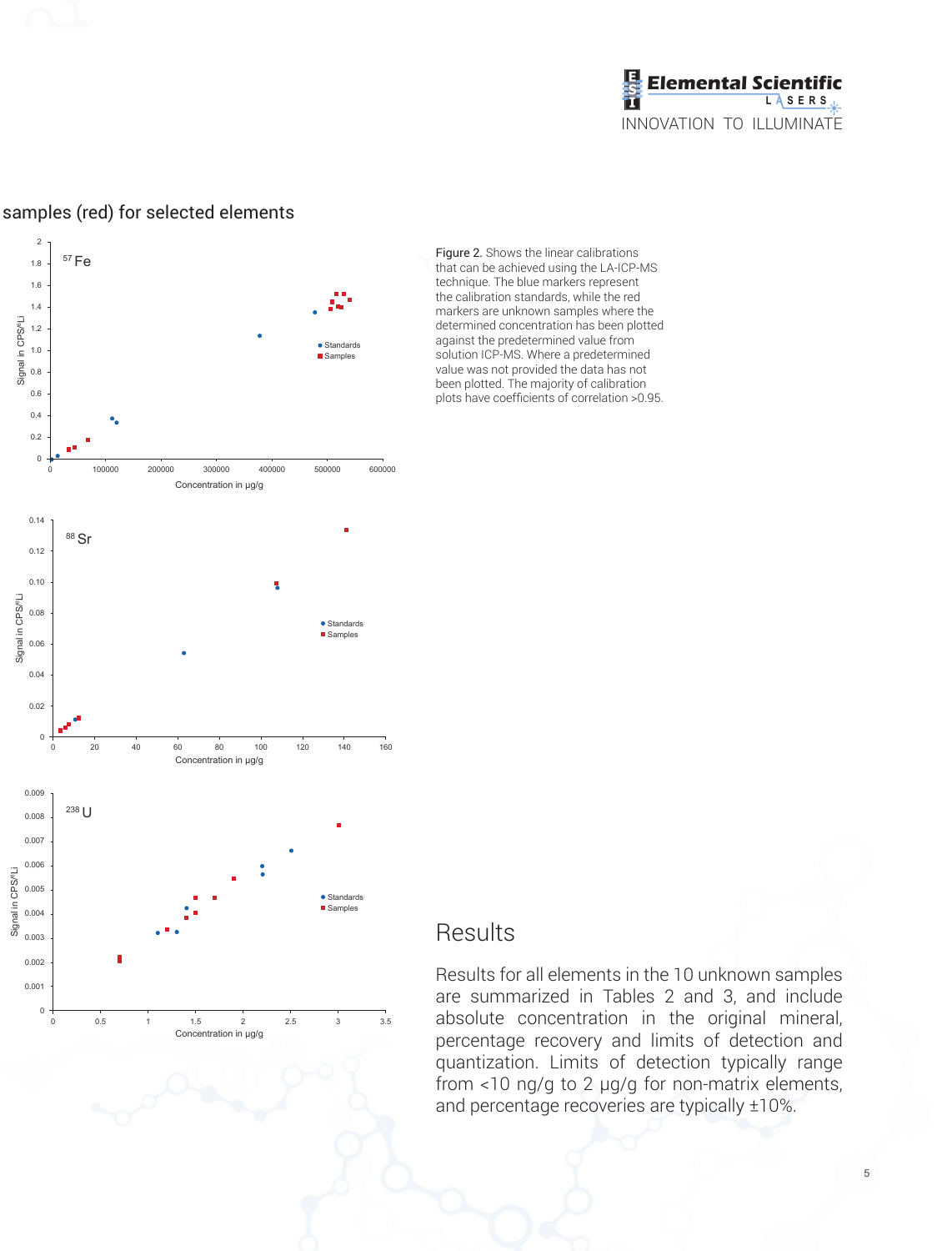samples (red) for selected elements

Figure 2. Shows the linear calibrations that can be achieved using the LA-ICP-MS technique. The blue markers represent the calibration standards, while the red markers are unknown samples where the determined concentration has been plotted against the predetermined value from solution ICP-MS. Where a predetermined value was not provided the data has not been plotted. The majority of calibration plots have coefficients of correlation >0.95.

## Results

Results for all elements in the 10 unknown samples are summarized in Tables 2 and 3, and include absolute concentration in the original mineral, percentage recovery and limits of detection and quantization. Limits of detection typically range from <10 ng/g to 2 µg/g for non-matrix elements, and percentage recoveries are typically ±10%.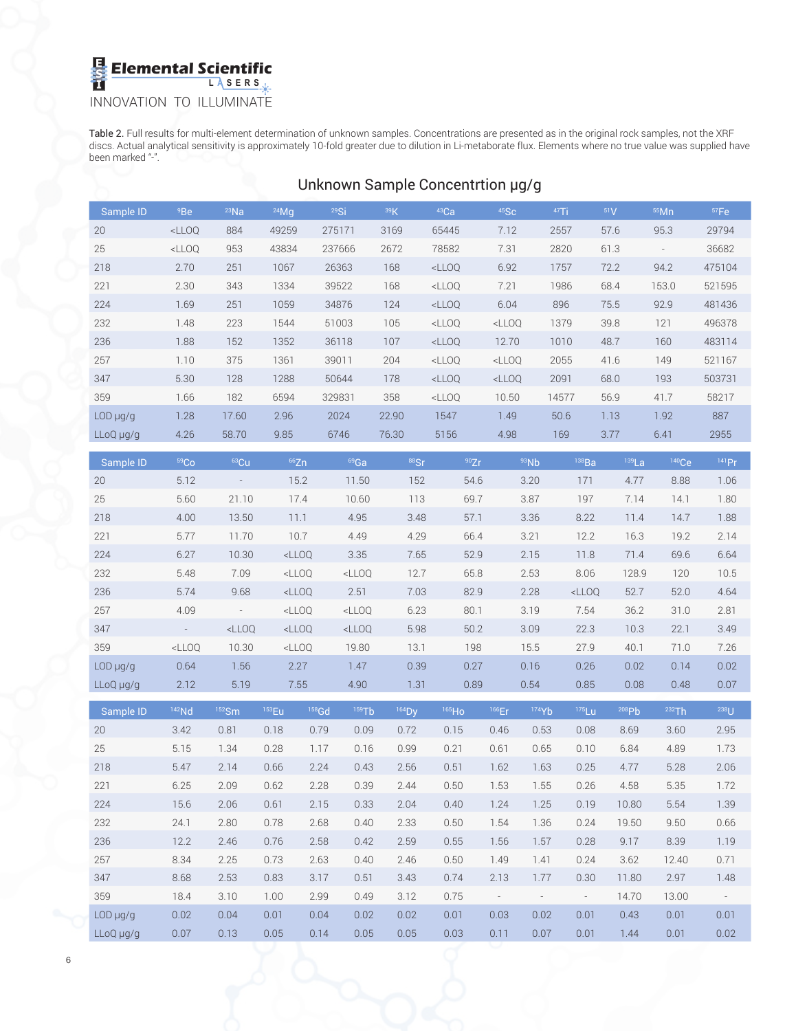Table 2. Full results for multi-element determination of unknown samples. Concentrations are presented as in the original rock samples, not the XRF discs. Actual analytical sensitivity is approximately 10-fold greater due to dilution in Li-metaborate flux. Elements where no true value was supplied have been marked "-".

## Unknown Sample Concentrtion μg/g

| Sample ID | $^{9}$Be | $^{23}$Na | $^{24}$Mg | $^{29}$Si | $^{39}$K | $^{43}$Ca | $^{45}$Sc | $^{47}$Ti | $^{51}$V | $^{55}$Mn | $^{57}$Fe |
|---|---|---|---|---|---|---|---|---|---|---|---|
| 20 | <LLOQ | 884 | 49259 | 275171 | 3169 | 65445 | 7.12 | 2557 | 57.6 | 95.3 | 29794 |
| 25 | <LLOQ | 953 | 43834 | 237666 | 2672 | 78582 | 7.31 | 2820 | 61.3 | - | 36682 |
| 218 | 2.70 | 251 | 1067 | 26363 | 168 | <LLOQ | 6.92 | 1757 | 72.2 | 94.2 | 475104 |
| 221 | 2.30 | 343 | 1334 | 39522 | 168 | <LLOQ | 7.21 | 1986 | 68.4 | 153.0 | 521595 |
| 224 | 1.69 | 251 | 1059 | 34876 | 124 | <LLOQ | 6.04 | 896 | 75.5 | 92.9 | 481436 |
| 232 | 1.48 | 223 | 1544 | 51003 | 105 | <LLOQ | <LLOQ | 1379 | 39.8 | 121 | 496378 |
| 236 | 1.88 | 152 | 1352 | 36118 | 107 | <LLOQ | 12.70 | 1010 | 48.7 | 160 | 483114 |
| 257 | 1.10 | 375 | 1361 | 39011 | 204 | <LLOQ | <LLOQ | 2055 | 41.6 | 149 | 521167 |
| 347 | 5.30 | 128 | 1288 | 50644 | 178 | <LLOQ | <LLOQ | 2091 | 68.0 | 193 | 503731 |
| 359 | 1.66 | 182 | 6594 | 329831 | 358 | <LLOQ | 10.50 | 14577 | 56.9 | 41.7 | 58217 |
| LOD μg/g | 1.28 | 17.60 | 2.96 | 2024 | 22.90 | 1547 | 1.49 | 50.6 | 1.13 | 1.92 | 887 |
| LLoQ μg/g | 4.26 | 58.70 | 9.85 | 6746 | 76.30 | 5156 | 4.98 | 169 | 3.77 | 6.41 | 2955 |

| Sample ID | $^{59}$Co | $^{63}$Cu | $^{66}$Zn | $^{69}$Ga | $^{88}$Sr | $^{90}$Zr | $^{93}$Nb | $^{138}$Ba | $^{139}$La | $^{140}$Ce | $^{141}$Pr |
|---|---|---|---|---|---|---|---|---|---|---|---|
| 20 | 5.12 | - | 15.2 | 11.50 | 152 | 54.6 | 3.20 | 171 | 4.77 | 8.88 | 1.06 |
| 25 | 5.60 | 21.10 | 17.4 | 10.60 | 113 | 69.7 | 3.87 | 197 | 7.14 | 14.1 | 1.80 |
| 218 | 4.00 | 13.50 | 11.1 | 4.95 | 3.48 | 57.1 | 3.36 | 8.22 | 11.4 | 14.7 | 1.88 |
| 221 | 5.77 | 11.70 | 10.7 | 4.49 | 4.29 | 66.4 | 3.21 | 12.2 | 16.3 | 19.2 | 2.14 |
| 224 | 6.27 | 10.30 | <LLOQ | 3.35 | 7.65 | 52.9 | 2.15 | 11.8 | 71.4 | 69.6 | 6.64 |
| 232 | 5.48 | 7.09 | <LLOQ | <LLOQ | 12.7 | 65.8 | 2.53 | 8.06 | 128.9 | 120 | 10.5 |
| 236 | 5.74 | 9.68 | <LLOQ | 2.51 | 7.03 | 82.9 | 2.28 | <LLOQ | 52.7 | 52.0 | 4.64 |
| 257 | 4.09 | - | <LLOQ | <LLOQ | 6.23 | 80.1 | 3.19 | 7.54 | 36.2 | 31.0 | 2.81 |
| 347 | - | <LLOQ | <LLOQ | <LLOQ | 5.98 | 50.2 | 3.09 | 22.3 | 10.3 | 22.1 | 3.49 |
| 359 | <LLOQ | 10.30 | <LLOQ | 19.80 | 13.1 | 198 | 15.5 | 27.9 | 40.1 | 71.0 | 7.26 |
| LOD μg/g | 0.64 | 1.56 | 2.27 | 1.47 | 0.39 | 0.27 | 0.16 | 0.26 | 0.02 | 0.14 | 0.02 |
| LLoQ μg/g | 2.12 | 5.19 | 7.55 | 4.90 | 1.31 | 0.89 | 0.54 | 0.85 | 0.08 | 0.48 | 0.07 |

| Sample ID | $^{142}$Nd | $^{152}$Sm | $^{153}$Eu | $^{158}$Gd | $^{159}$Tb | $^{164}$Dy | $^{165}$Ho | $^{166}$Er | $^{174}$Yb | $^{175}$Lu | $^{208}$Pb | $^{232}$Th | $^{238}$U |
|---|---|---|---|---|---|---|---|---|---|---|---|---|---|
| 20 | 3.42 | 0.81 | 0.18 | 0.79 | 0.09 | 0.72 | 0.15 | 0.46 | 0.53 | 0.08 | 8.69 | 3.60 | 2.95 |
| 25 | 5.15 | 1.34 | 0.28 | 1.17 | 0.16 | 0.99 | 0.21 | 0.61 | 0.65 | 0.10 | 6.84 | 4.89 | 1.73 |
| 218 | 5.47 | 2.14 | 0.66 | 2.24 | 0.43 | 2.56 | 0.51 | 1.62 | 1.63 | 0.25 | 4.77 | 5.28 | 2.06 |
| 221 | 6.25 | 2.09 | 0.62 | 2.28 | 0.39 | 2.44 | 0.50 | 1.53 | 1.55 | 0.26 | 4.58 | 5.35 | 1.72 |
| 224 | 15.6 | 2.06 | 0.61 | 2.15 | 0.33 | 2.04 | 0.40 | 1.24 | 1.25 | 0.19 | 10.80 | 5.54 | 1.39 |
| 232 | 24.1 | 2.80 | 0.78 | 2.68 | 0.40 | 2.33 | 0.50 | 1.54 | 1.36 | 0.24 | 19.50 | 9.50 | 0.66 |
| 236 | 12.2 | 2.46 | 0.76 | 2.58 | 0.42 | 2.59 | 0.55 | 1.56 | 1.57 | 0.28 | 9.17 | 8.39 | 1.19 |
| 257 | 8.34 | 2.25 | 0.73 | 2.63 | 0.40 | 2.46 | 0.50 | 1.49 | 1.41 | 0.24 | 3.62 | 12.40 | 0.71 |
| 347 | 8.68 | 2.53 | 0.83 | 3.17 | 0.51 | 3.43 | 0.74 | 2.13 | 1.77 | 0.30 | 11.80 | 2.97 | 1.48 |
| 359 | 18.4 | 3.10 | 1.00 | 2.99 | 0.49 | 3.12 | 0.75 | - | - | - | 14.70 | 13.00 | - |
| LOD μg/g | 0.02 | 0.04 | 0.01 | 0.04 | 0.02 | 0.02 | 0.01 | 0.03 | 0.02 | 0.01 | 0.43 | 0.01 | 0.01 |
| LLoQ μg/g | 0.07 | 0.13 | 0.05 | 0.14 | 0.05 | 0.05 | 0.03 | 0.11 | 0.07 | 0.01 | 1.44 | 0.01 | 0.02 |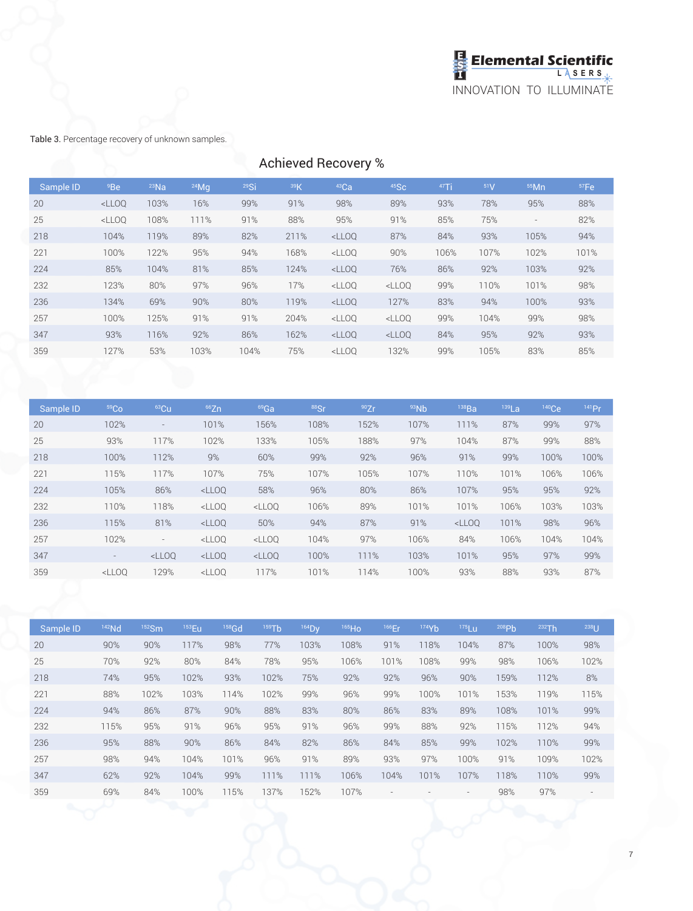**Table 3.** Percentage recovery of unknown samples.

## Achieved Recovery %

| Sample ID | $^{9}$Be | $^{23}$Na | $^{24}$Mg | $^{29}$Si | $^{39}$K | $^{43}$Ca | $^{45}$Sc | $^{47}$Ti | $^{51}$V | $^{55}$Mn | $^{57}$Fe |
|---|---|---|---|---|---|---|---|---|---|---|---|
| 20 | <LLOQ | 103% | 16% | 99% | 91% | 98% | 89% | 93% | 78% | 95% | 88% |
| 25 | <LLOQ | 108% | 111% | 91% | 88% | 95% | 91% | 85% | 75% | - | 82% |
| 218 | 104% | 119% | 89% | 82% | 211% | <LLOQ | 87% | 84% | 93% | 105% | 94% |
| 221 | 100% | 122% | 95% | 94% | 168% | <LLOQ | 90% | 106% | 107% | 102% | 101% |
| 224 | 85% | 104% | 81% | 85% | 124% | <LLOQ | 76% | 86% | 92% | 103% | 92% |
| 232 | 123% | 80% | 97% | 96% | 17% | <LLOQ | <LLOQ | 99% | 110% | 101% | 98% |
| 236 | 134% | 69% | 90% | 80% | 119% | <LLOQ | 127% | 83% | 94% | 100% | 93% |
| 257 | 100% | 125% | 91% | 91% | 204% | <LLOQ | <LLOQ | 99% | 104% | 99% | 98% |
| 347 | 93% | 116% | 92% | 86% | 162% | <LLOQ | <LLOQ | 84% | 95% | 92% | 93% |
| 359 | 127% | 53% | 103% | 104% | 75% | <LLOQ | 132% | 99% | 105% | 83% | 85% |

| Sample ID | $^{59}$Co | $^{63}$Cu | $^{66}$Zn | $^{69}$Ga | $^{88}$Sr | $^{90}$Zr | $^{93}$Nb | $^{138}$Ba | $^{139}$La | $^{140}$Ce | $^{141}$Pr |
|---|---|---|---|---|---|---|---|---|---|---|---|
| 20 | 102% | - | 101% | 156% | 108% | 152% | 107% | 111% | 87% | 99% | 97% |
| 25 | 93% | 117% | 102% | 133% | 105% | 188% | 97% | 104% | 87% | 99% | 88% |
| 218 | 100% | 112% | 9% | 60% | 99% | 92% | 96% | 91% | 99% | 100% | 100% |
| 221 | 115% | 117% | 107% | 75% | 107% | 105% | 107% | 110% | 101% | 106% | 106% |
| 224 | 105% | 86% | <LLOQ | 58% | 96% | 80% | 86% | 107% | 95% | 95% | 92% |
| 232 | 110% | 118% | <LLOQ | <LLOQ | 106% | 89% | 101% | 101% | 106% | 103% | 103% |
| 236 | 115% | 81% | <LLOQ | 50% | 94% | 87% | 91% | <LLOQ | 101% | 98% | 96% |
| 257 | 102% | - | <LLOQ | <LLOQ | 104% | 97% | 106% | 84% | 106% | 104% | 104% |
| 347 | - | <LLOQ | <LLOQ | <LLOQ | 100% | 111% | 103% | 101% | 95% | 97% | 99% |
| 359 | <LLOQ | 129% | <LLOQ | 117% | 101% | 114% | 100% | 93% | 88% | 93% | 87% |

| Sample ID | $^{142}$Nd | $^{152}$Sm | $^{153}$Eu | $^{158}$Gd | $^{159}$Tb | $^{164}$Dy | $^{165}$Ho | $^{166}$Er | $^{174}$Yb | $^{175}$Lu | $^{208}$Pb | $^{232}$Th | $^{238}$U |
|---|---|---|---|---|---|---|---|---|---|---|---|---|---|
| 20 | 90% | 90% | 117% | 98% | 77% | 103% | 108% | 91% | 118% | 104% | 87% | 100% | 98% |
| 25 | 70% | 92% | 80% | 84% | 78% | 95% | 106% | 101% | 108% | 99% | 98% | 106% | 102% |
| 218 | 74% | 95% | 102% | 93% | 102% | 75% | 92% | 92% | 96% | 90% | 159% | 112% | 8% |
| 221 | 88% | 102% | 103% | 114% | 102% | 99% | 96% | 99% | 100% | 101% | 153% | 119% | 115% |
| 224 | 94% | 86% | 87% | 90% | 88% | 83% | 80% | 86% | 83% | 89% | 108% | 101% | 99% |
| 232 | 115% | 95% | 91% | 96% | 95% | 91% | 96% | 99% | 88% | 92% | 115% | 112% | 94% |
| 236 | 95% | 88% | 90% | 86% | 84% | 82% | 86% | 84% | 85% | 99% | 102% | 110% | 99% |
| 257 | 98% | 94% | 104% | 101% | 96% | 91% | 89% | 93% | 97% | 100% | 91% | 109% | 102% |
| 347 | 62% | 92% | 104% | 99% | 111% | 111% | 106% | 104% | 101% | 107% | 118% | 110% | 99% |
| 359 | 69% | 84% | 100% | 115% | 137% | 152% | 107% | - | - | - | 98% | 97% | - |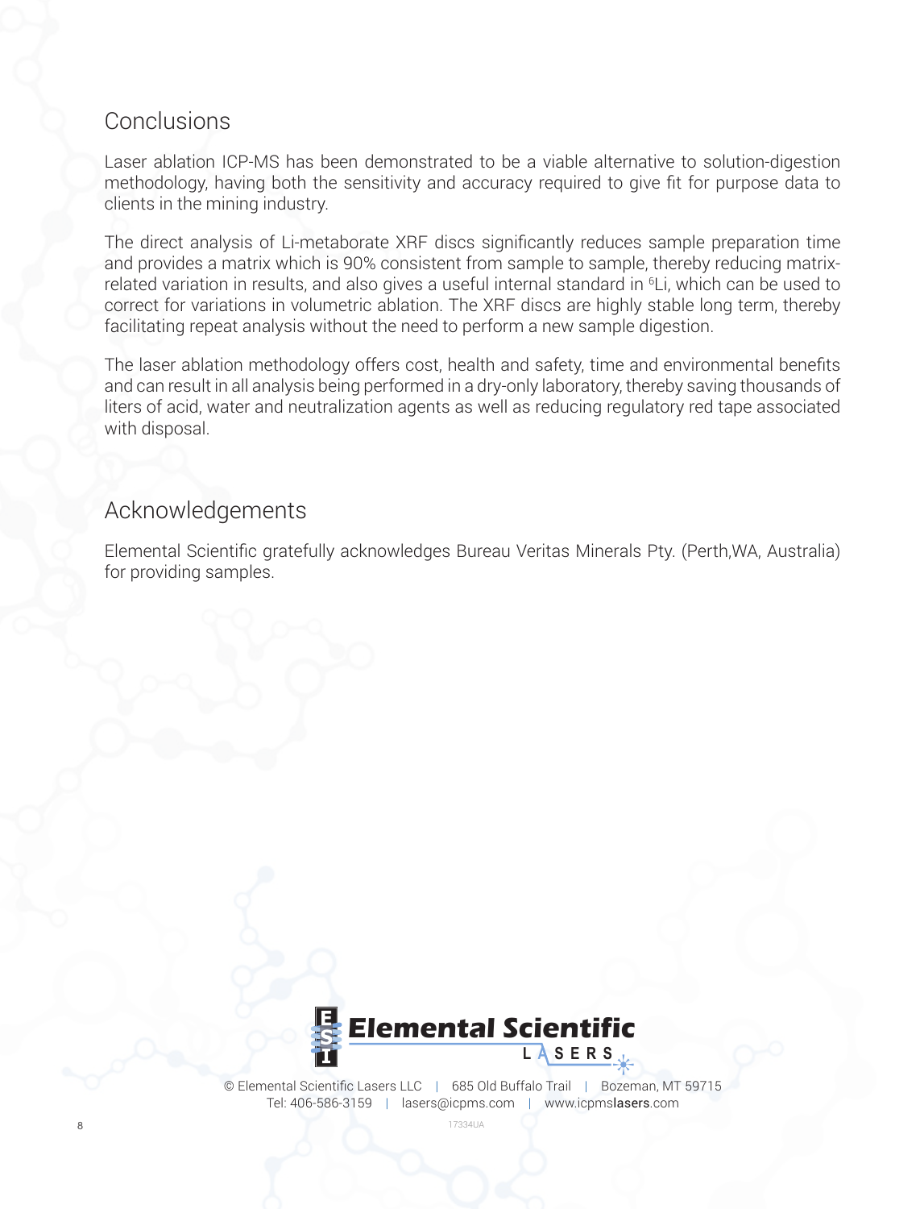## Conclusions

Laser ablation ICP-MS has been demonstrated to be a viable alternative to solution-digestion methodology, having both the sensitivity and accuracy required to give fit for purpose data to clients in the mining industry.

The direct analysis of Li-metaborate XRF discs significantly reduces sample preparation time and provides a matrix which is 90% consistent from sample to sample, thereby reducing matrix-related variation in results, and also gives a useful internal standard in $^{6}Li$, which can be used to correct for variations in volumetric ablation. The XRF discs are highly stable long term, thereby facilitating repeat analysis without the need to perform a new sample digestion.

The laser ablation methodology offers cost, health and safety, time and environmental benefits and can result in all analysis being performed in a dry-only laboratory, thereby saving thousands of liters of acid, water and neutralization agents as well as reducing regulatory red tape associated with disposal.

## Acknowledgements

Elemental Scientific gratefully acknowledges Bureau Veritas Minerals Pty. (Perth,WA, Australia) for providing samples.

Elemental Scientific LASERS

© Elemental Scientific Lasers LLC | 685 Old Buffalo Trail | Bozeman, MT 59715
Tel: 406-586-3159 | lasers@icpms.com | www.icpmslasers.com

17334UA